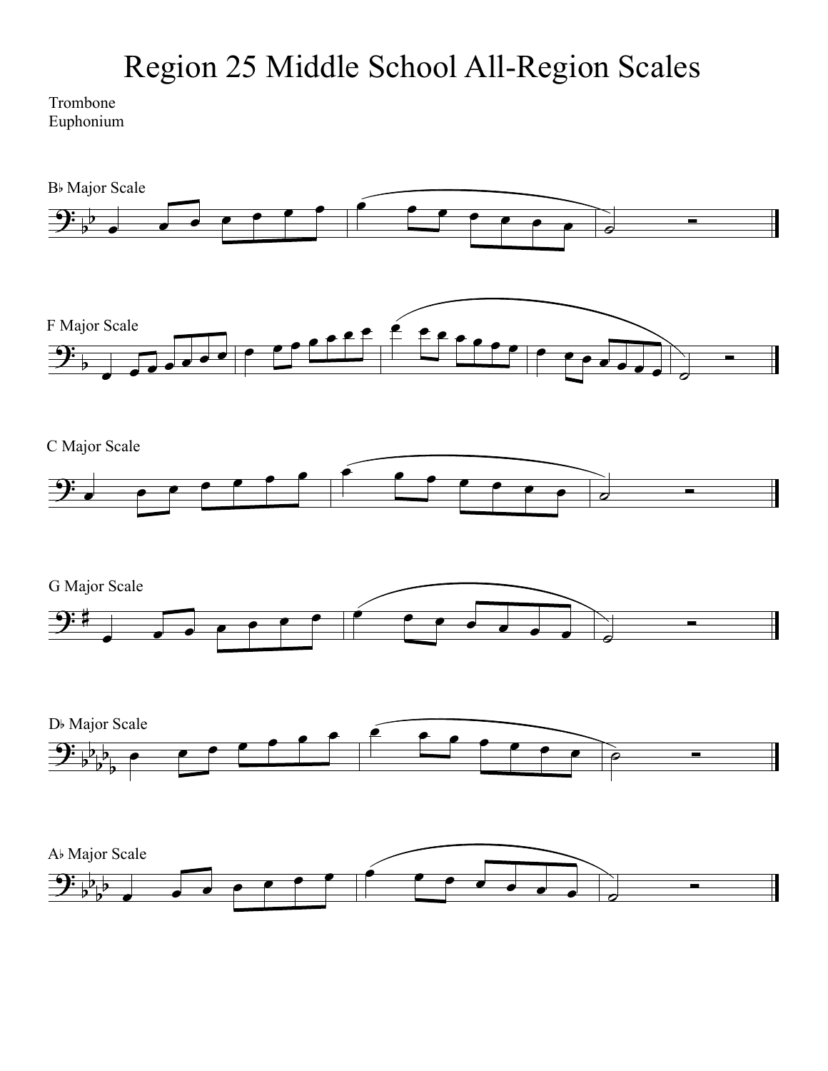# Region 25 Middle School All-Region Scales

Trombone
Euphonium

B♭ Major Scale

F Major Scale

C Major Scale

G Major Scale

D♭ Major Scale

A♭ Major Scale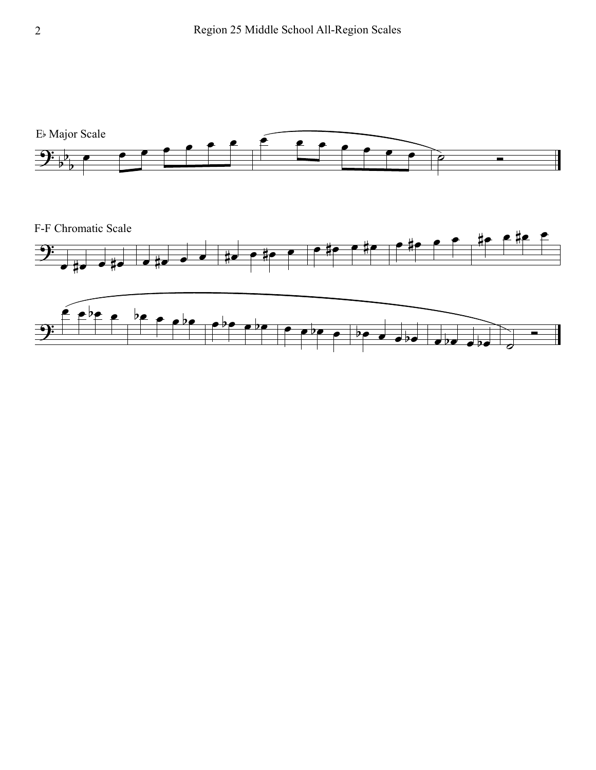E♭ Major Scale

F-F Chromatic Scale